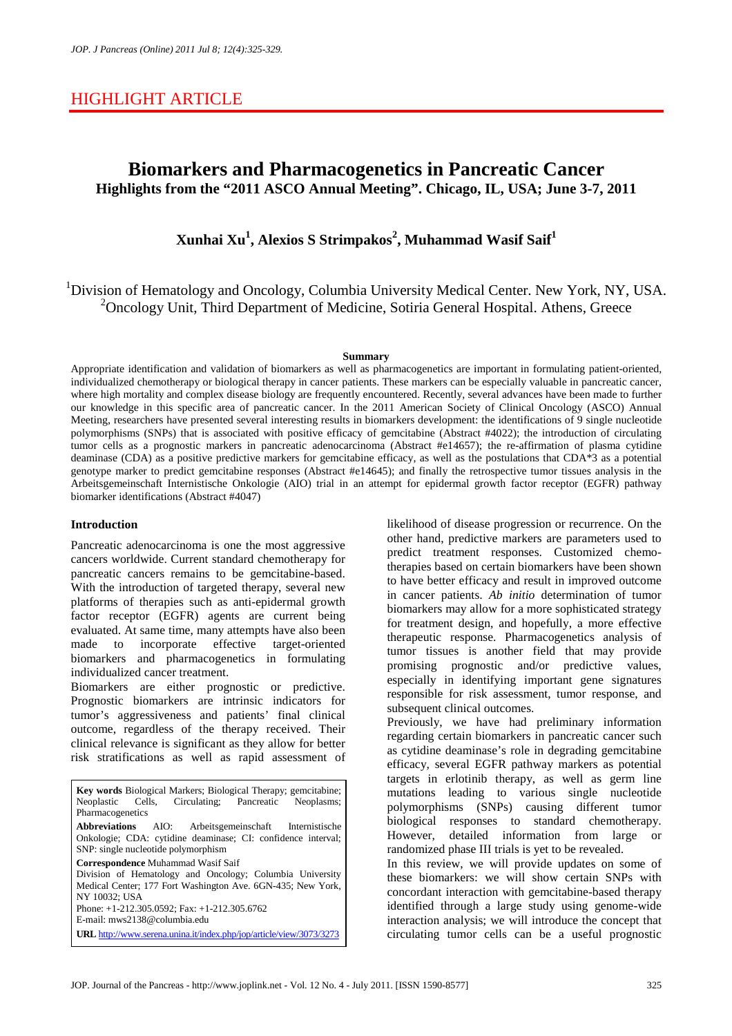## HIGHLIGHT ARTICLE

# Biomarkers and Pharmacogenetics in Pancreatic Cancer

### Highlights from the "2011 ASCO Annual Meeting". Chicago, IL, USA; June 3-7, 2011

**Xunhai Xu[1], Alexios S Strimpakos[2], Muhammad Wasif Saif[1]**

[1]Division of Hematology and Oncology, Columbia University Medical Center. New York, NY, USA.
[2]Oncology Unit, Third Department of Medicine, Sotiria General Hospital. Athens, Greece

#### Summary

Appropriate identification and validation of biomarkers as well as pharmacogenetics are important in formulating patient-oriented, individualized chemotherapy or biological therapy in cancer patients. These markers can be especially valuable in pancreatic cancer, where high mortality and complex disease biology are frequently encountered. Recently, several advances have been made to further our knowledge in this specific area of pancreatic cancer. In the 2011 American Society of Clinical Oncology (ASCO) Annual Meeting, researchers have presented several interesting results in biomarkers development: the identifications of 9 single nucleotide polymorphisms (SNPs) that is associated with positive efficacy of gemcitabine (Abstract #4022); the introduction of circulating tumor cells as a prognostic markers in pancreatic adenocarcinoma (Abstract #e14657); the re-affirmation of plasma cytidine deaminase (CDA) as a positive predictive markers for gemcitabine efficacy, as well as the postulations that CDA*3 as a potential genotype marker to predict gemcitabine responses (Abstract #e14645); and finally the retrospective tumor tissues analysis in the Arbeitsgemeinschaft Internistische Onkologie (AIO) trial in an attempt for epidermal growth factor receptor (EGFR) pathway biomarker identifications (Abstract #4047)

## Introduction

Pancreatic adenocarcinoma is one the most aggressive cancers worldwide. Current standard chemotherapy for pancreatic cancers remains to be gemcitabine-based. With the introduction of targeted therapy, several new platforms of therapies such as anti-epidermal growth factor receptor (EGFR) agents are current being evaluated. At same time, many attempts have also been made to incorporate effective target-oriented biomarkers and pharmacogenetics in formulating individualized cancer treatment.

Biomarkers are either prognostic or predictive. Prognostic biomarkers are intrinsic indicators for tumor's aggressiveness and patients' final clinical outcome, regardless of the therapy received. Their clinical relevance is significant as they allow for better risk stratifications as well as rapid assessment of likelihood of disease progression or recurrence. On the other hand, predictive markers are parameters used to predict treatment responses. Customized chemo-therapies based on certain biomarkers have been shown to have better efficacy and result in improved outcome in cancer patients. *Ab initio* determination of tumor biomarkers may allow for a more sophisticated strategy for treatment design, and hopefully, a more effective therapeutic response. Pharmacogenetics analysis of tumor tissues is another field that may provide promising prognostic and/or predictive values, especially in identifying important gene signatures responsible for risk assessment, tumor response, and subsequent clinical outcomes.

Previously, we have had preliminary information regarding certain biomarkers in pancreatic cancer such as cytidine deaminase's role in degrading gemcitabine efficacy, several EGFR pathway markers as potential targets in erlotinib therapy, as well as germ line mutations leading to various single nucleotide polymorphisms (SNPs) causing different tumor biological responses to standard chemotherapy. However, detailed information from large or randomized phase III trials is yet to be revealed.

In this review, we will provide updates on some of these biomarkers: we will show certain SNPs with concordant interaction with gemcitabine-based therapy identified through a large study using genome-wide interaction analysis; we will introduce the concept that circulating tumor cells can be a useful prognostic

---

**Key words** Biological Markers; Biological Therapy; gemcitabine; Neoplastic Cells, Circulating; Pancreatic Neoplasms; Pharmacogenetics

**Abbreviations** AIO: Arbeitsgemeinschaft Internistische Onkologie; CDA: cytidine deaminase; CI: confidence interval; SNP: single nucleotide polymorphism

**Correspondence** Muhammad Wasif Saif
Division of Hematology and Oncology; Columbia University Medical Center; 177 Fort Washington Ave. 6GN-435; New York, NY 10032; USA
Phone: +1-212.305.0592; Fax: +1-212.305.6762
E-mail: mws2138@columbia.edu

**URL** http://www.serena.unina.it/index.php/jop/article/view/3073/3273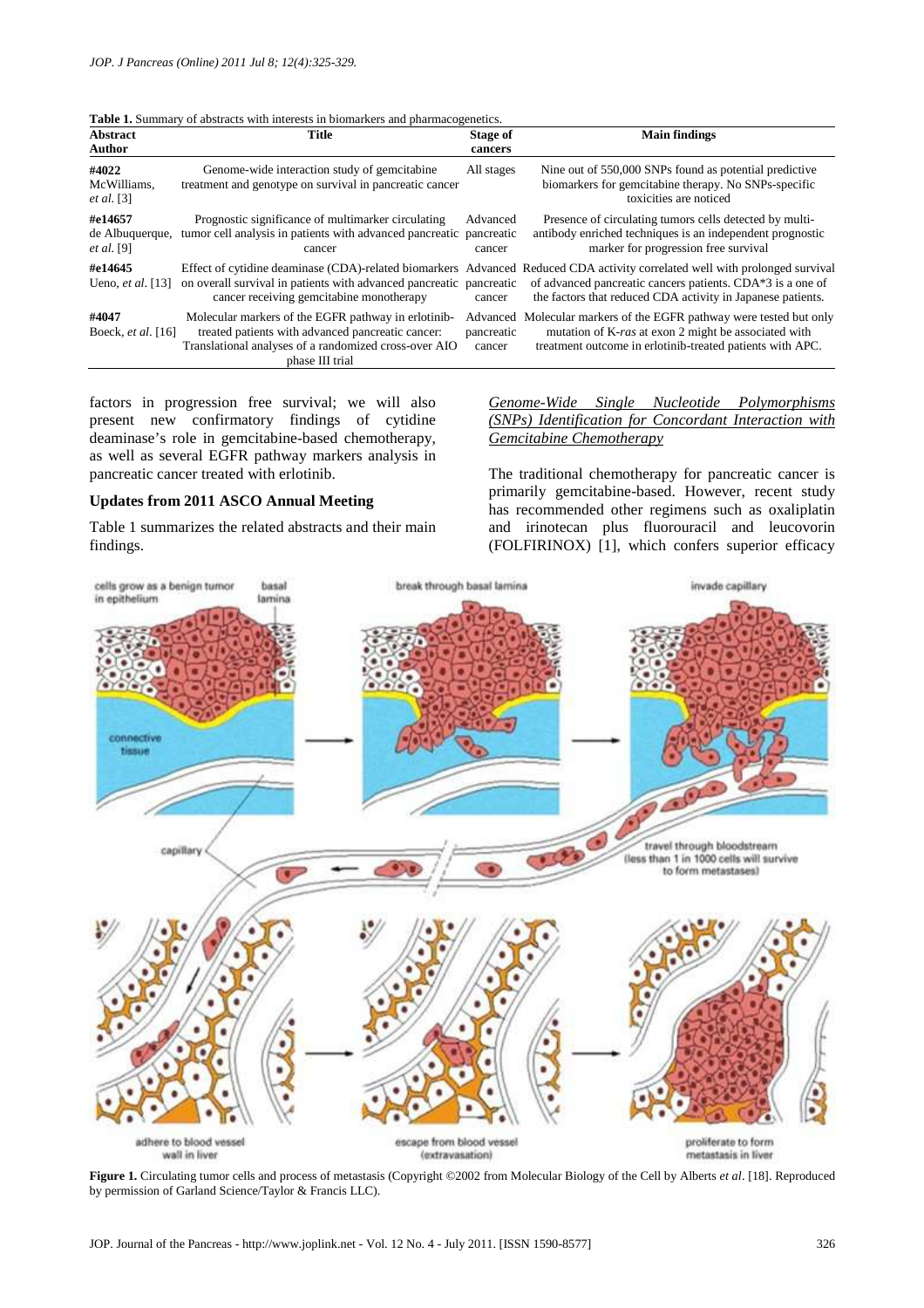**Table 1.** Summary of abstracts with interests in biomarkers and pharmacogenetics.

| Abstract Author | Title | Stage of cancers | Main findings |
|---|---|---|---|
| **#4022** McWilliams, *et al.* [3] | Genome-wide interaction study of gemcitabine treatment and genotype on survival in pancreatic cancer | All stages | Nine out of 550,000 SNPs found as potential predictive biomarkers for gemcitabine therapy. No SNPs-specific toxicities are noticed |
| **#e14657** de Albuquerque, *et al.* [9] | Prognostic significance of multimarker circulating tumor cell analysis in patients with advanced pancreatic cancer | Advanced pancreatic cancer | Presence of circulating tumors cells detected by multi-antibody enriched techniques is an independent prognostic marker for progression free survival |
| **#e14645** Ueno, *et al.* [13] | Effect of cytidine deaminase (CDA)-related biomarkers on overall survival in patients with advanced pancreatic cancer receiving gemcitabine monotherapy | Advanced pancreatic cancer | Reduced CDA activity correlated well with prolonged survival of advanced pancreatic cancers patients. CDA*3 is a one of the factors that reduced CDA activity in Japanese patients. |
| **#4047** Boeck, *et al.* [16] | Molecular markers of the EGFR pathway in erlotinib-treated patients with advanced pancreatic cancer: Translational analyses of a randomized cross-over AIO phase III trial | Advanced pancreatic cancer | Molecular markers of the EGFR pathway were tested but only mutation of K-*ras* at exon 2 might be associated with treatment outcome in erlotinib-treated patients with APC. |

factors in progression free survival; we will also present new confirmatory findings of cytidine deaminase's role in gemcitabine-based chemotherapy, as well as several EGFR pathway markers analysis in pancreatic cancer treated with erlotinib.

### Updates from 2011 ASCO Annual Meeting

Table 1 summarizes the related abstracts and their main findings.

#### *Genome-Wide Single Nucleotide Polymorphisms (SNPs) Identification for Concordant Interaction with Gemcitabine Chemotherapy*

The traditional chemotherapy for pancreatic cancer is primarily gemcitabine-based. However, recent study has recommended other regimens such as oxaliplatin and irinotecan plus fluorouracil and leucovorin (FOLFIRINOX) [1], which confers superior efficacy

**Figure 1.** Circulating tumor cells and process of metastasis (Copyright ©2002 from Molecular Biology of the Cell by Alberts *et al*. [18]. Reproduced by permission of Garland Science/Taylor & Francis LLC).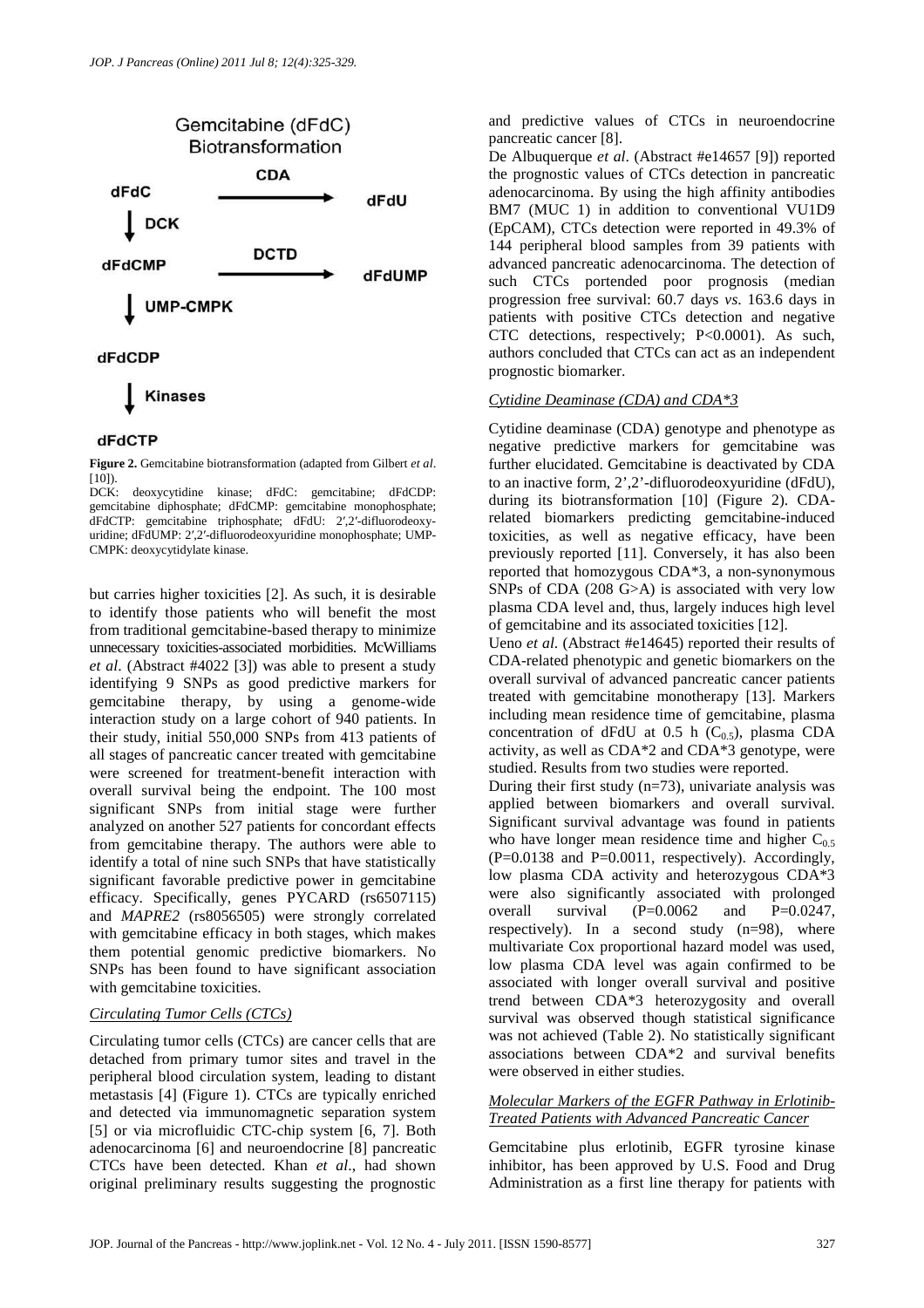**Figure 2.** Gemcitabine biotransformation (adapted from Gilbert *et al*. [10]).

DCK: deoxycytidine kinase; dFdC: gemcitabine; dFdCDP: gemcitabine diphosphate; dFdCMP: gemcitabine monophosphate; dFdCTP: gemcitabine triphosphate; dFdU: 2′,2′-difluorodeoxyuridine; dFdUMP: 2′,2′-difluorodeoxyuridine monophosphate; UMP-CMPK: deoxycytidylate kinase.

but carries higher toxicities [2]. As such, it is desirable to identify those patients who will benefit the most from traditional gemcitabine-based therapy to minimize unnecessary toxicities-associated morbidities. McWilliams *et al*. (Abstract #4022 [3]) was able to present a study identifying 9 SNPs as good predictive markers for gemcitabine therapy, by using a genome-wide interaction study on a large cohort of 940 patients. In their study, initial 550,000 SNPs from 413 patients of all stages of pancreatic cancer treated with gemcitabine were screened for treatment-benefit interaction with overall survival being the endpoint. The 100 most significant SNPs from initial stage were further analyzed on another 527 patients for concordant effects from gemcitabine therapy. The authors were able to identify a total of nine such SNPs that have statistically significant favorable predictive power in gemcitabine efficacy. Specifically, genes PYCARD (rs6507115) and *MAPRE2* (rs8056505) were strongly correlated with gemcitabine efficacy in both stages, which makes them potential genomic predictive biomarkers. No SNPs has been found to have significant association with gemcitabine toxicities.

### *Circulating Tumor Cells (CTCs)*

Circulating tumor cells (CTCs) are cancer cells that are detached from primary tumor sites and travel in the peripheral blood circulation system, leading to distant metastasis [4] (Figure 1). CTCs are typically enriched and detected via immunomagnetic separation system [5] or via microfluidic CTC-chip system [6, 7]. Both adenocarcinoma [6] and neuroendocrine [8] pancreatic CTCs have been detected. Khan *et al*., had shown original preliminary results suggesting the prognostic and predictive values of CTCs in neuroendocrine pancreatic cancer [8].

De Albuquerque *et al*. (Abstract #e14657 [9]) reported the prognostic values of CTCs detection in pancreatic adenocarcinoma. By using the high affinity antibodies BM7 (MUC 1) in addition to conventional VU1D9 (EpCAM), CTCs detection were reported in 49.3% of 144 peripheral blood samples from 39 patients with advanced pancreatic adenocarcinoma. The detection of such CTCs portended poor prognosis (median progression free survival: 60.7 days *vs*. 163.6 days in patients with positive CTCs detection and negative CTC detections, respectively; P<0.0001). As such, authors concluded that CTCs can act as an independent prognostic biomarker.

### *Cytidine Deaminase (CDA) and CDA*3*

Cytidine deaminase (CDA) genotype and phenotype as negative predictive markers for gemcitabine was further elucidated. Gemcitabine is deactivated by CDA to an inactive form, 2',2'-difluorodeoxyuridine (dFdU), during its biotransformation [10] (Figure 2). CDA-related biomarkers predicting gemcitabine-induced toxicities, as well as negative efficacy, have been previously reported [11]. Conversely, it has also been reported that homozygous CDA*3, a non-synonymous SNPs of CDA (208 G>A) is associated with very low plasma CDA level and, thus, largely induces high level of gemcitabine and its associated toxicities [12].

Ueno *et al*. (Abstract #e14645) reported their results of CDA-related phenotypic and genetic biomarkers on the overall survival of advanced pancreatic cancer patients treated with gemcitabine monotherapy [13]. Markers including mean residence time of gemcitabine, plasma concentration of dFdU at 0.5 h ($C_{0.5}$), plasma CDA activity, as well as CDA*2 and CDA*3 genotype, were studied. Results from two studies were reported.

During their first study (n=73), univariate analysis was applied between biomarkers and overall survival. Significant survival advantage was found in patients who have longer mean residence time and higher $C_{0.5}$ (P=0.0138 and P=0.0011, respectively). Accordingly, low plasma CDA activity and heterozygous CDA*3 were also significantly associated with prolonged overall survival (P=0.0062 and P=0.0247, respectively). In a second study (n=98), where multivariate Cox proportional hazard model was used, low plasma CDA level was again confirmed to be associated with longer overall survival and positive trend between CDA*3 heterozygosity and overall survival was observed though statistical significance was not achieved (Table 2). No statistically significant associations between CDA*2 and survival benefits were observed in either studies.

### *Molecular Markers of the EGFR Pathway in Erlotinib-Treated Patients with Advanced Pancreatic Cancer*

Gemcitabine plus erlotinib, EGFR tyrosine kinase inhibitor, has been approved by U.S. Food and Drug Administration as a first line therapy for patients with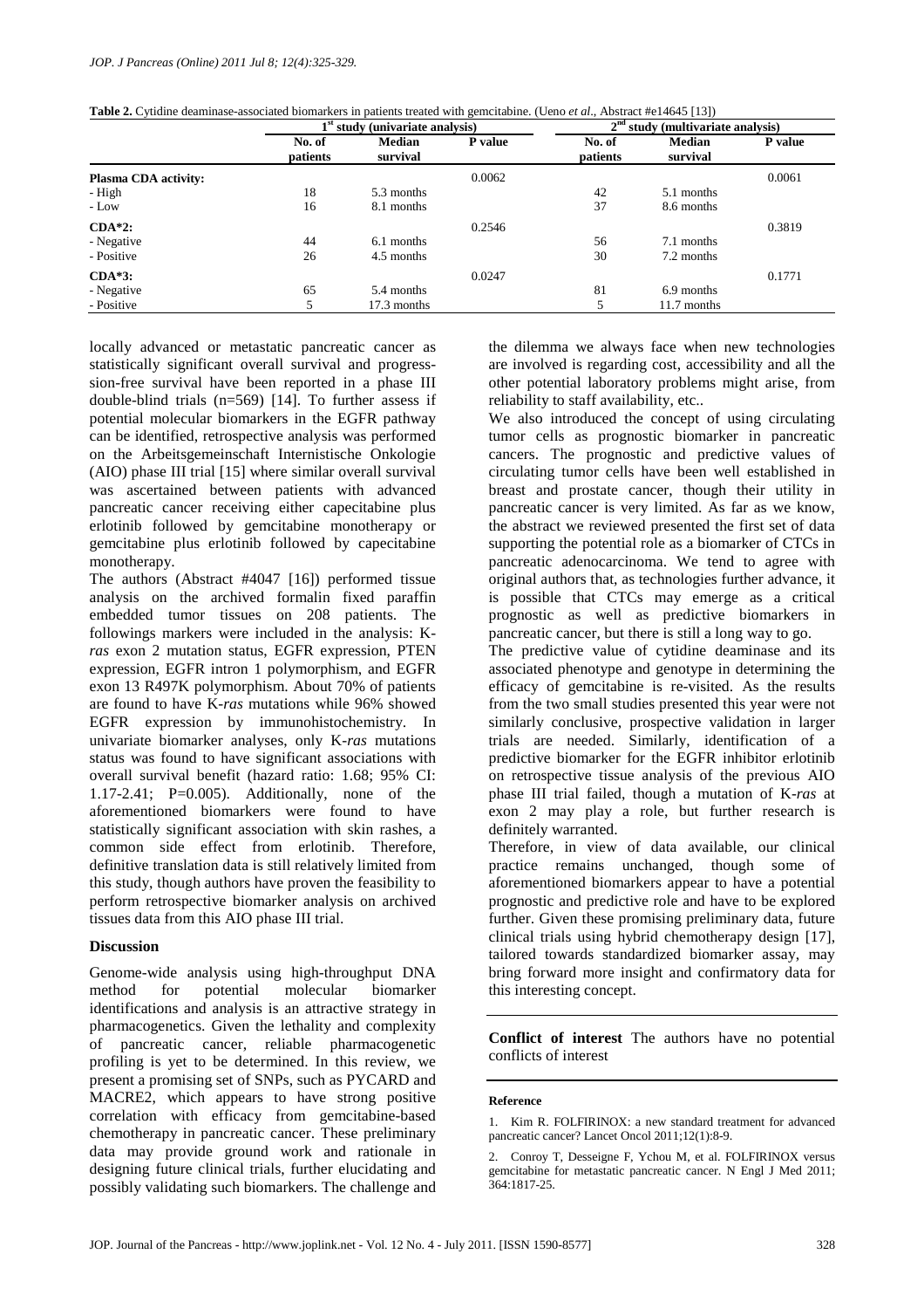**Table 2.** Cytidine deaminase-associated biomarkers in patients treated with gemcitabine. (Ueno *et al*., Abstract #e14645 [13])

| | 1st study (univariate analysis) | | | 2nd study (multivariate analysis) | | |
|---|---|---|---|---|---|---|
| | No. of patients | Median survival | P value | No. of patients | Median survival | P value |
| **Plasma CDA activity:** | | | 0.0062 | | | 0.0061 |
| - High | 18 | 5.3 months | | 42 | 5.1 months | |
| - Low | 16 | 8.1 months | | 37 | 8.6 months | |
| **CDA\*2:** | | | 0.2546 | | | 0.3819 |
| - Negative | 44 | 6.1 months | | 56 | 7.1 months | |
| - Positive | 26 | 4.5 months | | 30 | 7.2 months | |
| **CDA\*3:** | | | 0.0247 | | | 0.1771 |
| - Negative | 65 | 5.4 months | | 81 | 6.9 months | |
| - Positive | 5 | 17.3 months | | 5 | 11.7 months | |

locally advanced or metastatic pancreatic cancer as statistically significant overall survival and progresssion-free survival have been reported in a phase III double-blind trials (n=569) [14]. To further assess if potential molecular biomarkers in the EGFR pathway can be identified, retrospective analysis was performed on the Arbeitsgemeinschaft Internistische Onkologie (AIO) phase III trial [15] where similar overall survival was ascertained between patients with advanced pancreatic cancer receiving either capecitabine plus erlotinib followed by gemcitabine monotherapy or gemcitabine plus erlotinib followed by capecitabine monotherapy.

The authors (Abstract #4047 [16]) performed tissue analysis on the archived formalin fixed paraffin embedded tumor tissues on 208 patients. The followings markers were included in the analysis: K-*ras* exon 2 mutation status, EGFR expression, PTEN expression, EGFR intron 1 polymorphism, and EGFR exon 13 R497K polymorphism. About 70% of patients are found to have K-*ras* mutations while 96% showed EGFR expression by immunohistochemistry. In univariate biomarker analyses, only K-*ras* mutations status was found to have significant associations with overall survival benefit (hazard ratio: 1.68; 95% CI: 1.17-2.41; P=0.005). Additionally, none of the aforementioned biomarkers were found to have statistically significant association with skin rashes, a common side effect from erlotinib. Therefore, definitive translation data is still relatively limited from this study, though authors have proven the feasibility to perform retrospective biomarker analysis on archived tissues data from this AIO phase III trial.

## Discussion

Genome-wide analysis using high-throughput DNA method for potential molecular biomarker identifications and analysis is an attractive strategy in pharmacogenetics. Given the lethality and complexity of pancreatic cancer, reliable pharmacogenetic profiling is yet to be determined. In this review, we present a promising set of SNPs, such as PYCARD and MACRE2, which appears to have strong positive correlation with efficacy from gemcitabine-based chemotherapy in pancreatic cancer. These preliminary data may provide ground work and rationale in designing future clinical trials, further elucidating and possibly validating such biomarkers. The challenge and the dilemma we always face when new technologies are involved is regarding cost, accessibility and all the other potential laboratory problems might arise, from reliability to staff availability, etc..

We also introduced the concept of using circulating tumor cells as prognostic biomarker in pancreatic cancers. The prognostic and predictive values of circulating tumor cells have been well established in breast and prostate cancer, though their utility in pancreatic cancer is very limited. As far as we know, the abstract we reviewed presented the first set of data supporting the potential role as a biomarker of CTCs in pancreatic adenocarcinoma. We tend to agree with original authors that, as technologies further advance, it is possible that CTCs may emerge as a critical prognostic as well as predictive biomarkers in pancreatic cancer, but there is still a long way to go.

The predictive value of cytidine deaminase and its associated phenotype and genotype in determining the efficacy of gemcitabine is re-visited. As the results from the two small studies presented this year were not similarly conclusive, prospective validation in larger trials are needed. Similarly, identification of a predictive biomarker for the EGFR inhibitor erlotinib on retrospective tissue analysis of the previous AIO phase III trial failed, though a mutation of K-*ras* at exon 2 may play a role, but further research is definitely warranted.

Therefore, in view of data available, our clinical practice remains unchanged, though some of aforementioned biomarkers appear to have a potential prognostic and predictive role and have to be explored further. Given these promising preliminary data, future clinical trials using hybrid chemotherapy design [17], tailored towards standardized biomarker assay, may bring forward more insight and confirmatory data for this interesting concept.

**Conflict of interest** The authors have no potential conflicts of interest

#### Reference

1. Kim R. FOLFIRINOX: a new standard treatment for advanced pancreatic cancer? Lancet Oncol 2011;12(1):8-9.

2. Conroy T, Desseigne F, Ychou M, et al. FOLFIRINOX versus gemcitabine for metastatic pancreatic cancer. N Engl J Med 2011; 364:1817-25.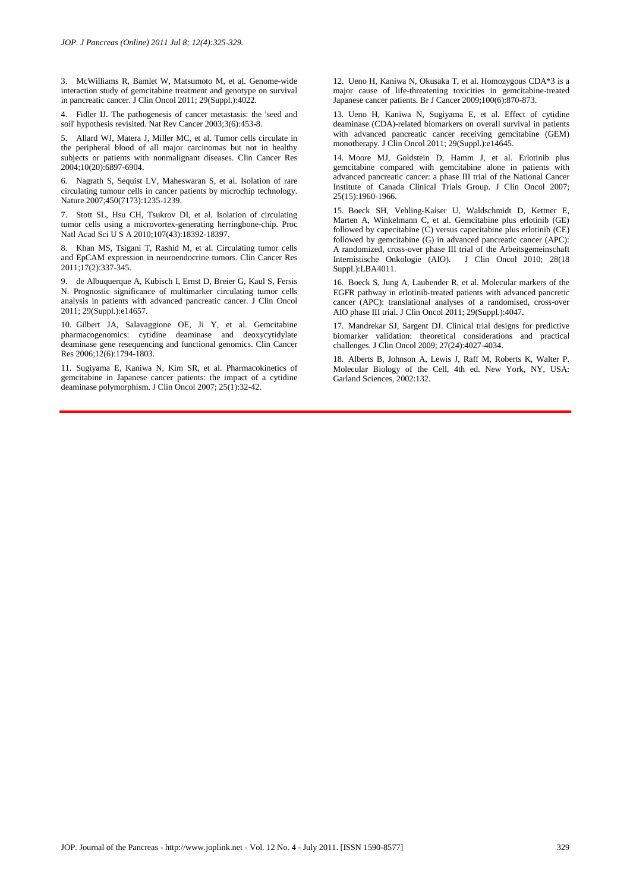3. McWilliams R, Bamlet W, Matsumoto M, et al. Genome-wide interaction study of gemcitabine treatment and genotype on survival in pancreatic cancer. J Clin Oncol 2011; 29(Suppl.):4022.

4. Fidler IJ. The pathogenesis of cancer metastasis: the 'seed and soil' hypothesis revisited. Nat Rev Cancer 2003;3(6):453-8.

5. Allard WJ, Matera J, Miller MC, et al. Tumor cells circulate in the peripheral blood of all major carcinomas but not in healthy subjects or patients with nonmalignant diseases. Clin Cancer Res 2004;10(20):6897-6904.

6. Nagrath S, Sequist LV, Maheswaran S, et al. Isolation of rare circulating tumour cells in cancer patients by microchip technology. Nature 2007;450(7173):1235-1239.

7. Stott SL, Hsu CH, Tsukrov DI, et al. Isolation of circulating tumor cells using a microvortex-generating herringbone-chip. Proc Natl Acad Sci U S A 2010;107(43):18392-18397.

8. Khan MS, Tsigani T, Rashid M, et al. Circulating tumor cells and EpCAM expression in neuroendocrine tumors. Clin Cancer Res 2011;17(2):337-345.

9. de Albuquerque A, Kubisch I, Ernst D, Breier G, Kaul S, Fersis N. Prognostic significance of multimarker circulating tumor cells analysis in patients with advanced pancreatic cancer. J Clin Oncol 2011; 29(Suppl.):e14657.

10. Gilbert JA, Salavaggione OE, Ji Y, et al. Gemcitabine pharmacogenomics: cytidine deaminase and deoxycytidylate deaminase gene resequencing and functional genomics. Clin Cancer Res 2006;12(6):1794-1803.

11. Sugiyama E, Kaniwa N, Kim SR, et al. Pharmacokinetics of gemcitabine in Japanese cancer patients: the impact of a cytidine deaminase polymorphism. J Clin Oncol 2007; 25(1):32-42.

12. Ueno H, Kaniwa N, Okusaka T, et al. Homozygous CDA*3 is a major cause of life-threatening toxicities in gemcitabine-treated Japanese cancer patients. Br J Cancer 2009;100(6):870-873.

13. Ueno H, Kaniwa N, Sugiyama E, et al. Effect of cytidine deaminase (CDA)-related biomarkers on overall survival in patients with advanced pancreatic cancer receiving gemcitabine (GEM) monotherapy. J Clin Oncol 2011; 29(Suppl.):e14645.

14. Moore MJ, Goldstein D, Hamm J, et al. Erlotinib plus gemcitabine compared with gemcitabine alone in patients with advanced pancreatic cancer: a phase III trial of the National Cancer Institute of Canada Clinical Trials Group. J Clin Oncol 2007; 25(15):1960-1966.

15. Boeck SH, Vehling-Kaiser U, Waldschmidt D, Kettner E, Marten A, Winkelmann C, et al. Gemcitabine plus erlotinib (GE) followed by capecitabine (C) versus capecitabine plus erlotinib (CE) followed by gemcitabine (G) in advanced pancreatic cancer (APC): A randomized, cross-over phase III trial of the Arbeitsgemeinschaft Internistische Onkologie (AIO). J Clin Oncol 2010; 28(18 Suppl.):LBA4011.

16. Boeck S, Jung A, Laubender R, et al. Molecular markers of the EGFR pathway in erlotinib-treated patients with advanced pancretic cancer (APC): translational analyses of a randomised, cross-over AIO phase III trial. J Clin Oncol 2011; 29(Suppl.):4047.

17. Mandrekar SJ, Sargent DJ. Clinical trial designs for predictive biomarker validation: theoretical considerations and practical challenges. J Clin Oncol 2009; 27(24):4027-4034.

18. Alberts B, Johnson A, Lewis J, Raff M, Roberts K, Walter P. Molecular Biology of the Cell, 4th ed. New York, NY, USA: Garland Sciences, 2002:132.